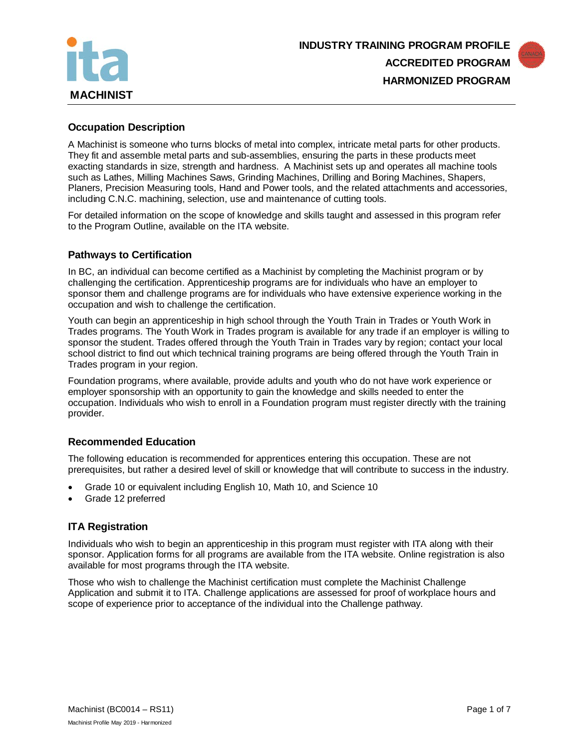**INDUSTRY TRAINING PROGRAM PROFILE**
**ACCREDITED PROGRAM**
**HARMONIZED PROGRAM**

# MACHINIST

## Occupation Description

A Machinist is someone who turns blocks of metal into complex, intricate metal parts for other products. They fit and assemble metal parts and sub-assemblies, ensuring the parts in these products meet exacting standards in size, strength and hardness. A Machinist sets up and operates all machine tools such as Lathes, Milling Machines Saws, Grinding Machines, Drilling and Boring Machines, Shapers, Planers, Precision Measuring tools, Hand and Power tools, and the related attachments and accessories, including C.N.C. machining, selection, use and maintenance of cutting tools.

For detailed information on the scope of knowledge and skills taught and assessed in this program refer to the Program Outline, available on the ITA website.

## Pathways to Certification

In BC, an individual can become certified as a Machinist by completing the Machinist program or by challenging the certification. Apprenticeship programs are for individuals who have an employer to sponsor them and challenge programs are for individuals who have extensive experience working in the occupation and wish to challenge the certification.

Youth can begin an apprenticeship in high school through the Youth Train in Trades or Youth Work in Trades programs. The Youth Work in Trades program is available for any trade if an employer is willing to sponsor the student. Trades offered through the Youth Train in Trades vary by region; contact your local school district to find out which technical training programs are being offered through the Youth Train in Trades program in your region.

Foundation programs, where available, provide adults and youth who do not have work experience or employer sponsorship with an opportunity to gain the knowledge and skills needed to enter the occupation. Individuals who wish to enroll in a Foundation program must register directly with the training provider.

## Recommended Education

The following education is recommended for apprentices entering this occupation. These are not prerequisites, but rather a desired level of skill or knowledge that will contribute to success in the industry.

- Grade 10 or equivalent including English 10, Math 10, and Science 10
- Grade 12 preferred

## ITA Registration

Individuals who wish to begin an apprenticeship in this program must register with ITA along with their sponsor. Application forms for all programs are available from the ITA website. Online registration is also available for most programs through the ITA website.

Those who wish to challenge the Machinist certification must complete the Machinist Challenge Application and submit it to ITA. Challenge applications are assessed for proof of workplace hours and scope of experience prior to acceptance of the individual into the Challenge pathway.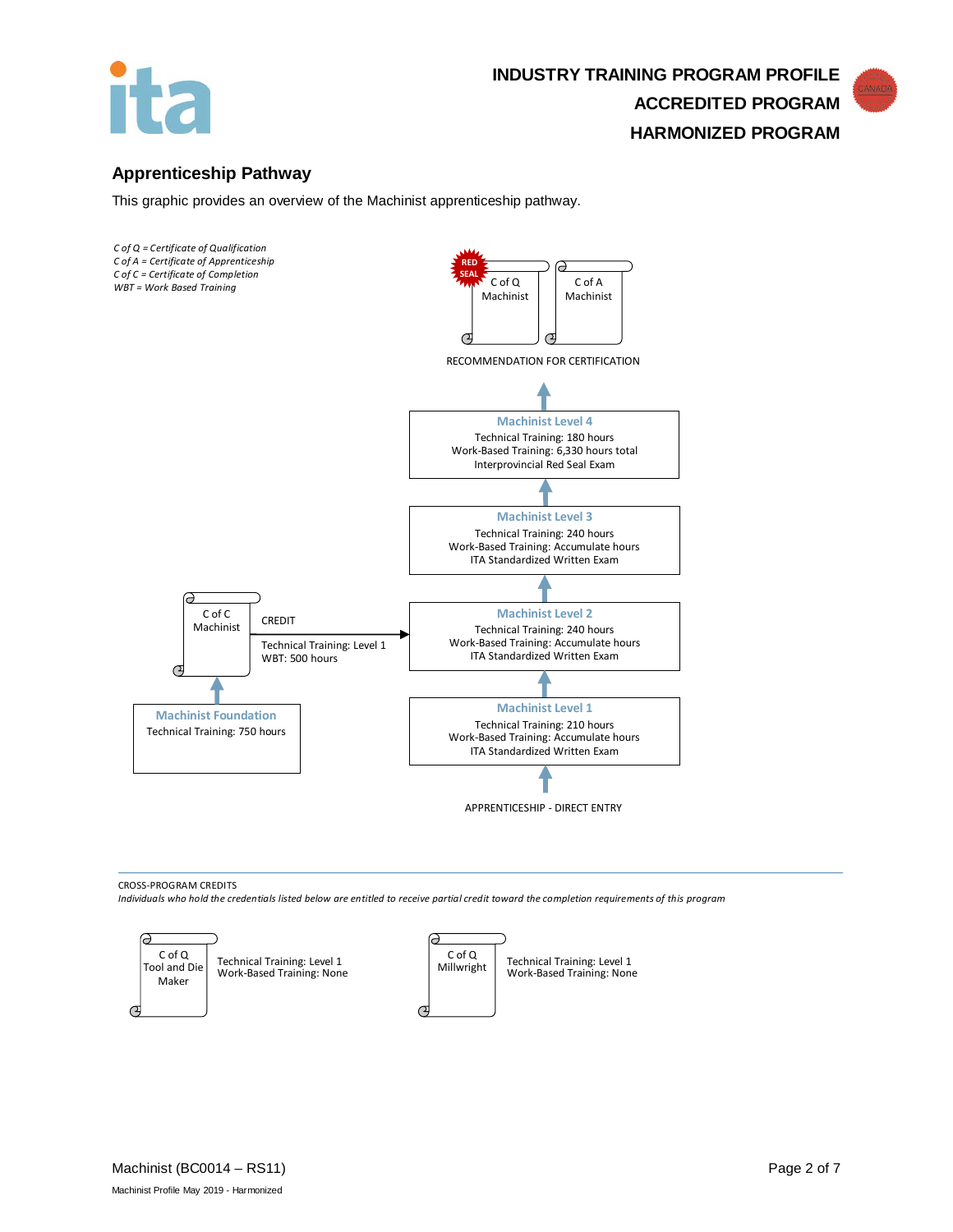INDUSTRY TRAINING PROGRAM PROFILE
ACCREDITED PROGRAM
HARMONIZED PROGRAM

## Apprenticeship Pathway

This graphic provides an overview of the Machinist apprenticeship pathway.

*C of Q = Certificate of Qualification*
*C of A = Certificate of Apprenticeship*
*C of C = Certificate of Completion*
*WBT = Work Based Training*

RED SEAL — C of Q Machinist

C of A Machinist

RECOMMENDATION FOR CERTIFICATION

**Machinist Level 4**
Technical Training: 180 hours
Work-Based Training: 6,330 hours total
Interprovincial Red Seal Exam

**Machinist Level 3**
Technical Training: 240 hours
Work-Based Training: Accumulate hours
ITA Standardized Written Exam

**Machinist Level 2**
Technical Training: 240 hours
Work-Based Training: Accumulate hours
ITA Standardized Written Exam

**Machinist Level 1**
Technical Training: 210 hours
Work-Based Training: Accumulate hours
ITA Standardized Written Exam

APPRENTICESHIP - DIRECT ENTRY

**Machinist Foundation**
Technical Training: 750 hours

C of C Machinist

CREDIT
Technical Training: Level 1
WBT: 500 hours

---

CROSS-PROGRAM CREDITS

*Individuals who hold the credentials listed below are entitled to receive partial credit toward the completion requirements of this program*

C of Q Tool and Die Maker
Technical Training: Level 1
Work-Based Training: None

C of Q Millwright
Technical Training: Level 1
Work-Based Training: None

Machinist (BC0014 – RS11)

Machinist Profile May 2019 - Harmonized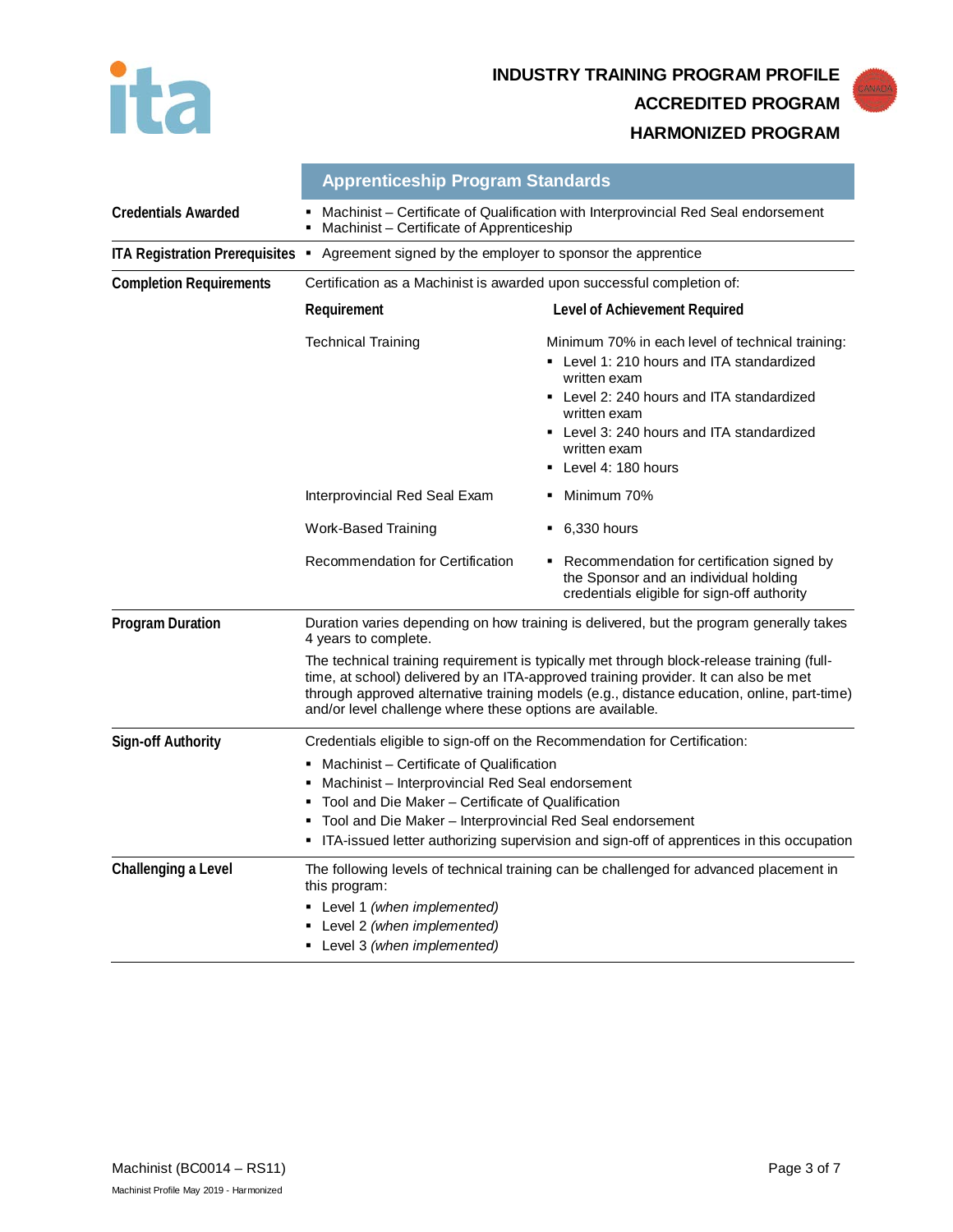**INDUSTRY TRAINING PROGRAM PROFILE**
**ACCREDITED PROGRAM**
**HARMONIZED PROGRAM**

## Apprenticeship Program Standards

**Credentials Awarded**

- Machinist – Certificate of Qualification with Interprovincial Red Seal endorsement
- Machinist – Certificate of Apprenticeship

**ITA Registration Prerequisites**

- Agreement signed by the employer to sponsor the apprentice

**Completion Requirements**

Certification as a Machinist is awarded upon successful completion of:

| Requirement | Level of Achievement Required |
|---|---|
| Technical Training | Minimum 70% in each level of technical training:<br>▪ Level 1: 210 hours and ITA standardized written exam<br>▪ Level 2: 240 hours and ITA standardized written exam<br>▪ Level 3: 240 hours and ITA standardized written exam<br>▪ Level 4: 180 hours |
| Interprovincial Red Seal Exam | ▪ Minimum 70% |
| Work-Based Training | ▪ 6,330 hours |
| Recommendation for Certification | ▪ Recommendation for certification signed by the Sponsor and an individual holding credentials eligible for sign-off authority |

**Program Duration**

Duration varies depending on how training is delivered, but the program generally takes 4 years to complete.

The technical training requirement is typically met through block-release training (full-time, at school) delivered by an ITA-approved training provider. It can also be met through approved alternative training models (e.g., distance education, online, part-time) and/or level challenge where these options are available.

**Sign-off Authority**

Credentials eligible to sign-off on the Recommendation for Certification:

- Machinist – Certificate of Qualification
- Machinist – Interprovincial Red Seal endorsement
- Tool and Die Maker – Certificate of Qualification
- Tool and Die Maker – Interprovincial Red Seal endorsement
- ITA-issued letter authorizing supervision and sign-off of apprentices in this occupation

**Challenging a Level**

The following levels of technical training can be challenged for advanced placement in this program:

- Level 1 *(when implemented)*
- Level 2 *(when implemented)*
- Level 3 *(when implemented)*

Machinist (BC0014 – RS11)

Machinist Profile May 2019 - Harmonized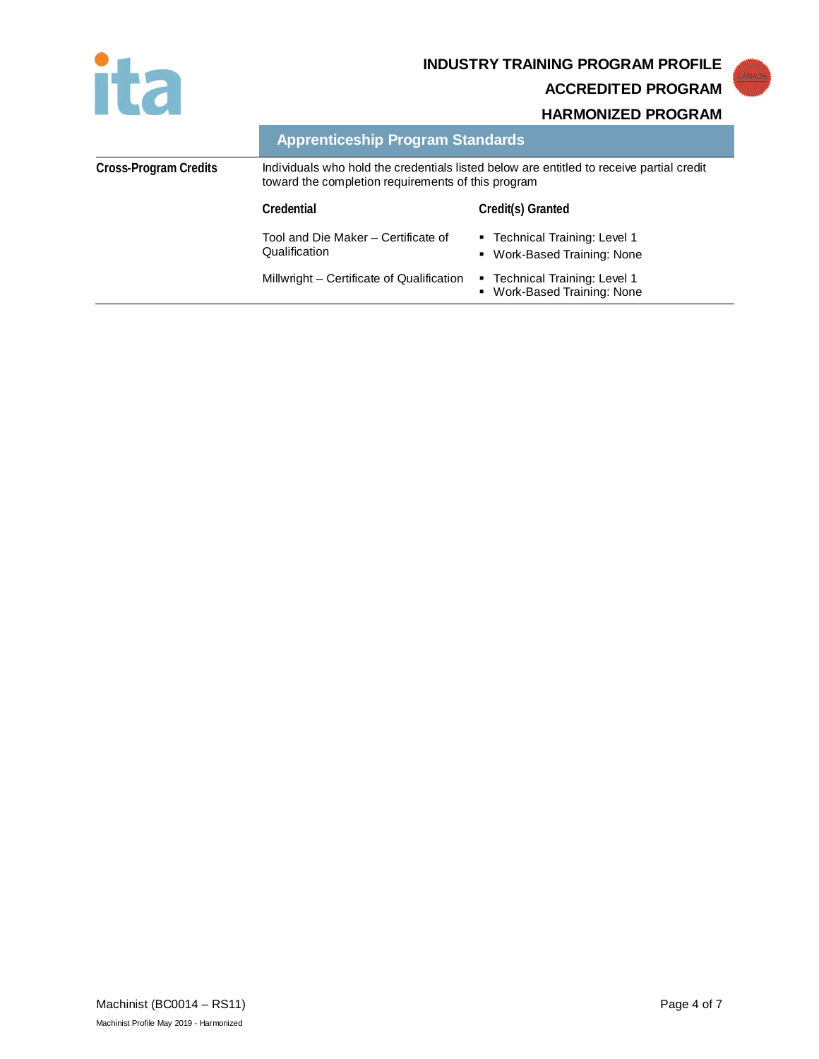**INDUSTRY TRAINING PROGRAM PROFILE**

**ACCREDITED PROGRAM**

**HARMONIZED PROGRAM**

## Apprenticeship Program Standards

**Cross-Program Credits**

Individuals who hold the credentials listed below are entitled to receive partial credit toward the completion requirements of this program

| Credential | Credit(s) Granted |
|---|---|
| Tool and Die Maker – Certificate of Qualification | ▪ Technical Training: Level 1<br>▪ Work-Based Training: None |
| Millwright – Certificate of Qualification | ▪ Technical Training: Level 1<br>▪ Work-Based Training: None |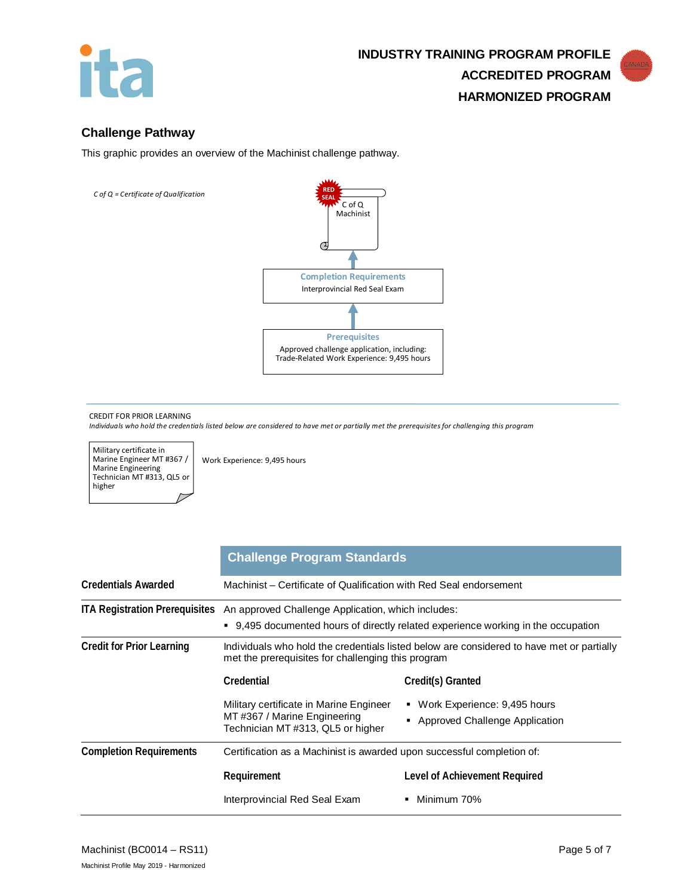INDUSTRY TRAINING PROGRAM PROFILE
ACCREDITED PROGRAM
HARMONIZED PROGRAM

## Challenge Pathway

This graphic provides an overview of the Machinist challenge pathway.

*C of Q = Certificate of Qualification*

RED SEAL
C of Q
Machinist

**Completion Requirements**
Interprovincial Red Seal Exam

**Prerequisites**
Approved challenge application, including:
Trade-Related Work Experience: 9,495 hours

CREDIT FOR PRIOR LEARNING

*Individuals who hold the credentials listed below are considered to have met or partially met the prerequisites for challenging this program*

Military certificate in Marine Engineer MT #367 / Marine Engineering Technician MT #313, QL5 or higher — Work Experience: 9,495 hours

| | **Challenge Program Standards** | |
|---|---|---|
| **Credentials Awarded** | Machinist – Certificate of Qualification with Red Seal endorsement | |
| **ITA Registration Prerequisites** | An approved Challenge Application, which includes:<br>▪ 9,495 documented hours of directly related experience working in the occupation | |
| **Credit for Prior Learning** | Individuals who hold the credentials listed below are considered to have met or partially met the prerequisites for challenging this program | |
| | **Credential** | **Credit(s) Granted** |
| | Military certificate in Marine Engineer MT #367 / Marine Engineering Technician MT #313, QL5 or higher | ▪ Work Experience: 9,495 hours<br>▪ Approved Challenge Application |
| **Completion Requirements** | Certification as a Machinist is awarded upon successful completion of: | |
| | **Requirement** | **Level of Achievement Required** |
| | Interprovincial Red Seal Exam | ▪ Minimum 70% |

Machinist (BC0014 – RS11)

Machinist Profile May 2019 - Harmonized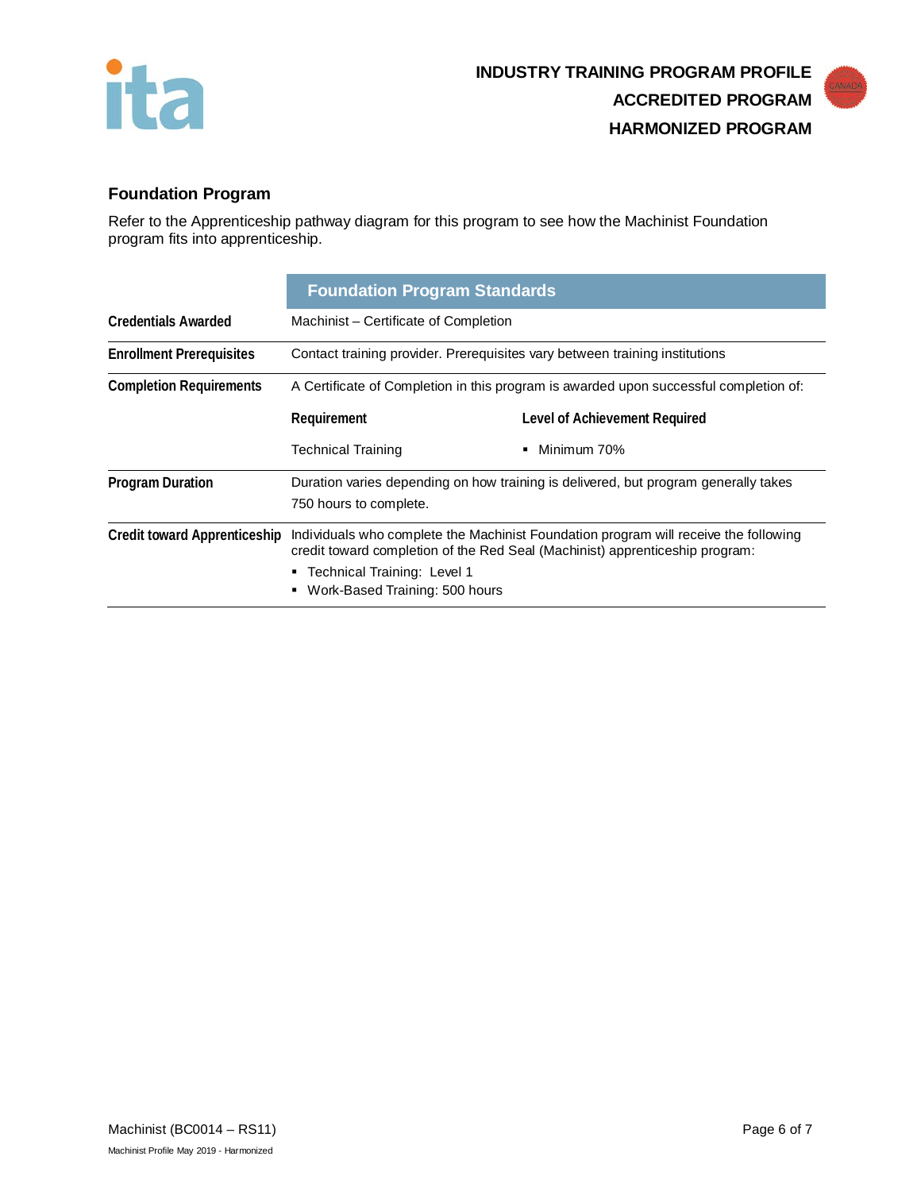## Foundation Program

Refer to the Apprenticeship pathway diagram for this program to see how the Machinist Foundation program fits into apprenticeship.

| | Foundation Program Standards | |
|---|---|---|
| **Credentials Awarded** | Machinist – Certificate of Completion | |
| **Enrollment Prerequisites** | Contact training provider. Prerequisites vary between training institutions | |
| **Completion Requirements** | A Certificate of Completion in this program is awarded upon successful completion of: | |
| | **Requirement** | **Level of Achievement Required** |
| | Technical Training | ▪ Minimum 70% |
| **Program Duration** | Duration varies depending on how training is delivered, but program generally takes 750 hours to complete. | |
| **Credit toward Apprenticeship** | Individuals who complete the Machinist Foundation program will receive the following credit toward completion of the Red Seal (Machinist) apprenticeship program:<br>▪ Technical Training: Level 1<br>▪ Work-Based Training: 500 hours | |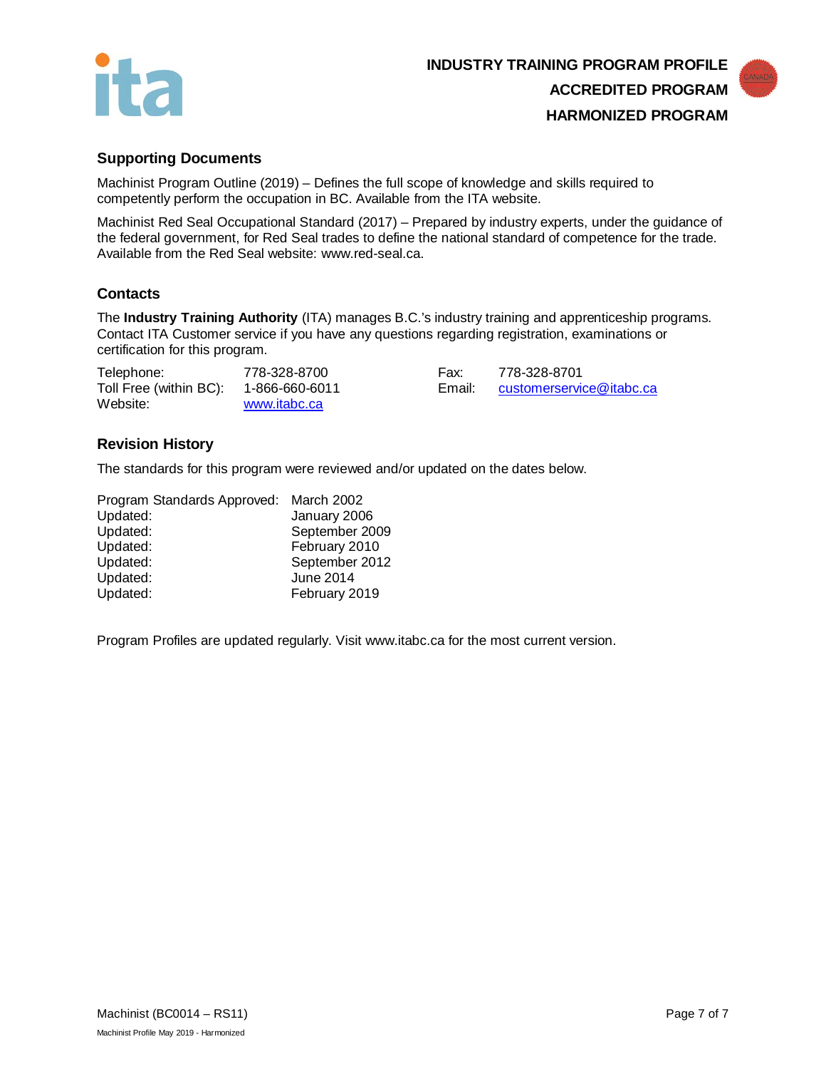## Supporting Documents

Machinist Program Outline (2019) – Defines the full scope of knowledge and skills required to competently perform the occupation in BC. Available from the ITA website.

Machinist Red Seal Occupational Standard (2017) – Prepared by industry experts, under the guidance of the federal government, for Red Seal trades to define the national standard of competence for the trade. Available from the Red Seal website: www.red-seal.ca.

## Contacts

The **Industry Training Authority** (ITA) manages B.C.'s industry training and apprenticeship programs. Contact ITA Customer service if you have any questions regarding registration, examinations or certification for this program.

| | | | |
|---|---|---|---|
| Telephone: | 778-328-8700 | Fax: | 778-328-8701 |
| Toll Free (within BC): | 1-866-660-6011 | Email: | customerservice@itabc.ca |
| Website: | www.itabc.ca | | |

## Revision History

The standards for this program were reviewed and/or updated on the dates below.

| | |
|---|---|
| Program Standards Approved: | March 2002 |
| Updated: | January 2006 |
| Updated: | September 2009 |
| Updated: | February 2010 |
| Updated: | September 2012 |
| Updated: | June 2014 |
| Updated: | February 2019 |

Program Profiles are updated regularly. Visit www.itabc.ca for the most current version.